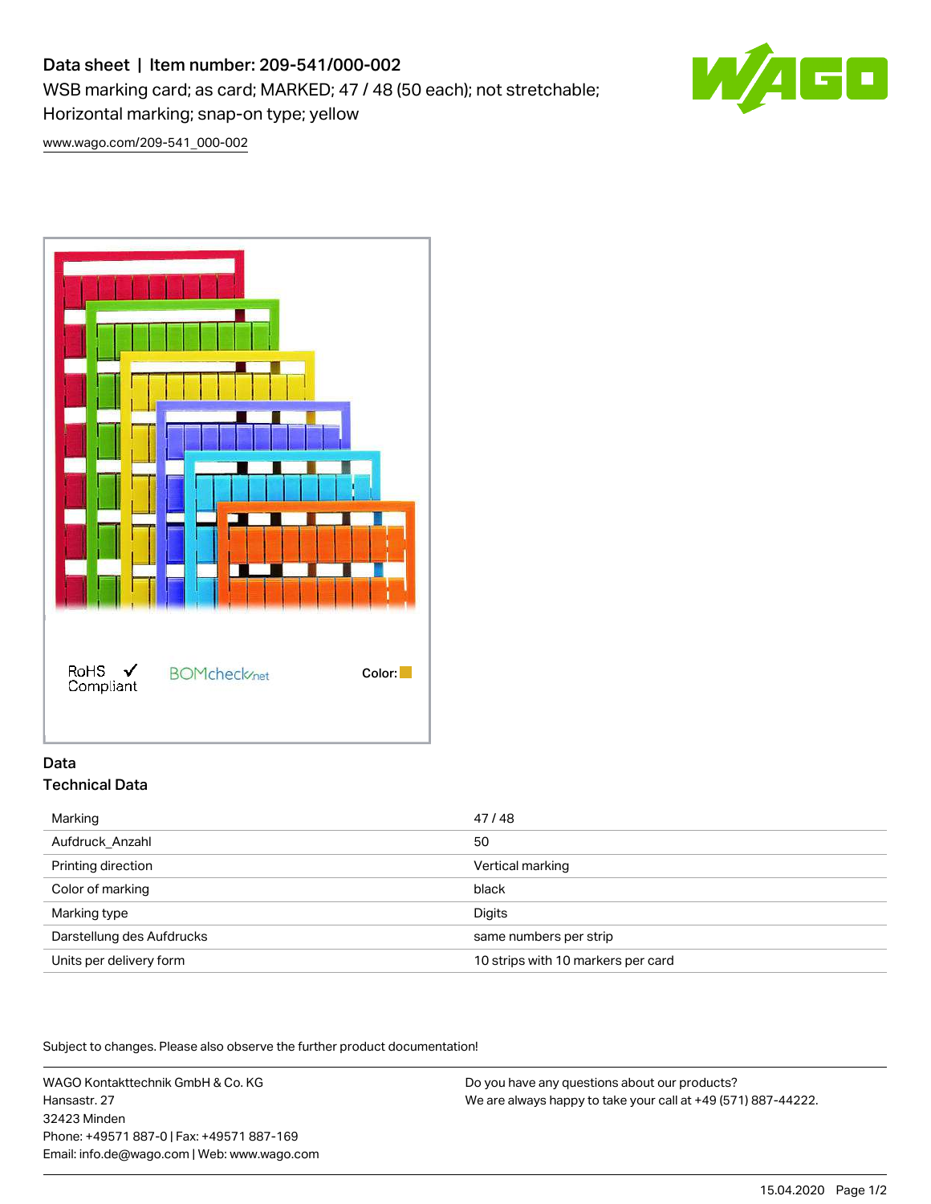# Data sheet | Item number: 209-541/000-002

WSB marking card; as card; MARKED; 47 / 48 (50 each); not stretchable; Horizontal marking; snap-on type; yellow

www.wago.com/209-541_000-002

RoHS Compliant

BOMcheck.net

Color:

## Data

### Technical Data

| | |
|---|---|
| Marking | 47 / 48 |
| Aufdruck_Anzahl | 50 |
| Printing direction | Vertical marking |
| Color of marking | black |
| Marking type | Digits |
| Darstellung des Aufdrucks | same numbers per strip |
| Units per delivery form | 10 strips with 10 markers per card |

Subject to changes. Please also observe the further product documentation!

WAGO Kontakttechnik GmbH & Co. KG
Hansastr. 27
32423 Minden
Phone: +49571 887-0 | Fax: +49571 887-169
Email: info.de@wago.com | Web: www.wago.com

Do you have any questions about our products?
We are always happy to take your call at +49 (571) 887-44222.

15.04.2020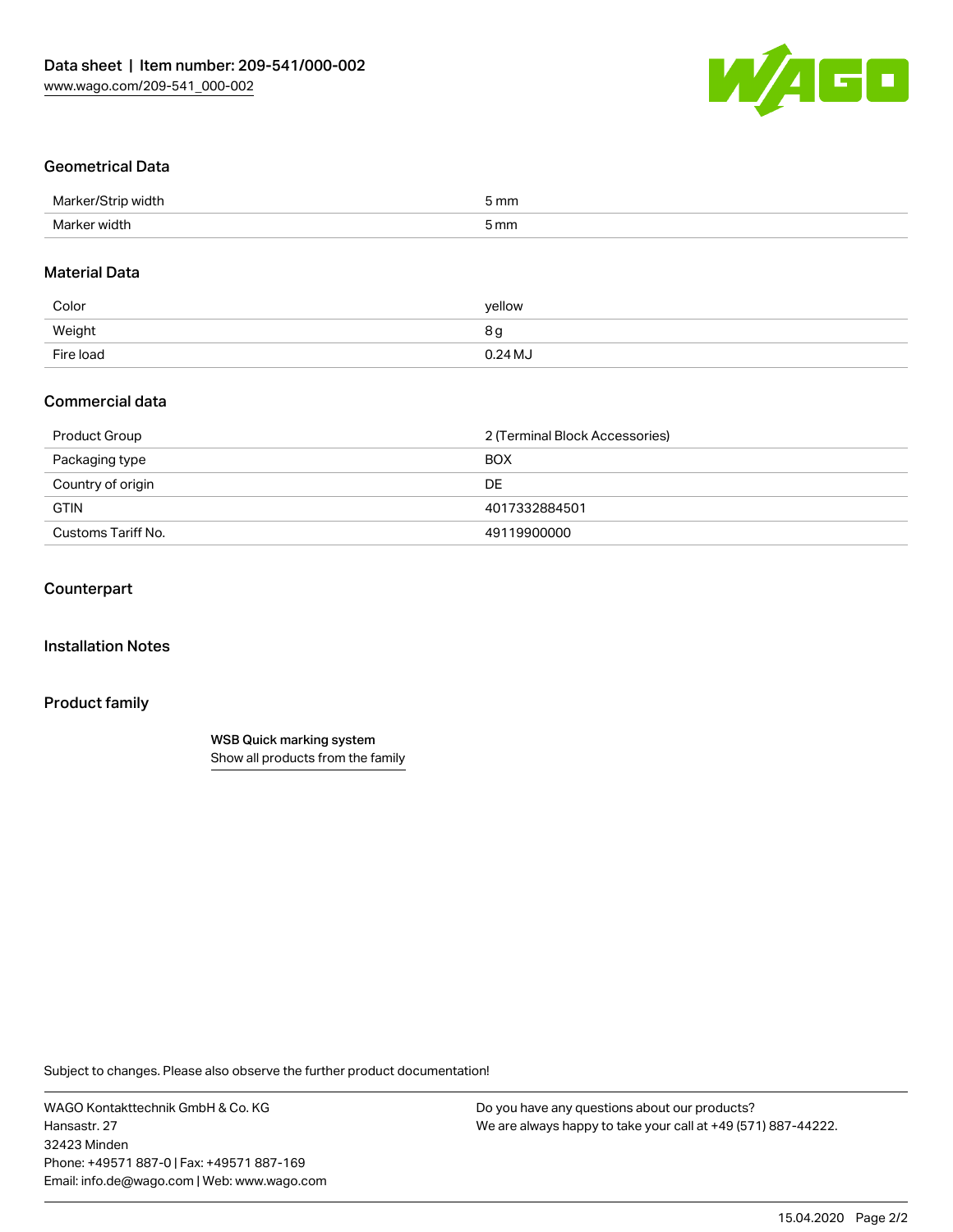## Geometrical Data

| | |
|---|---|
| Marker/Strip width | 5 mm |
| Marker width | 5 mm |

## Material Data

| | |
|---|---|
| Color | yellow |
| Weight | 8 g |
| Fire load | 0.24 MJ |

## Commercial data

| | |
|---|---|
| Product Group | 2 (Terminal Block Accessories) |
| Packaging type | BOX |
| Country of origin | DE |
| GTIN | 4017332884501 |
| Customs Tariff No. | 49119900000 |

## Counterpart

## Installation Notes

## Product family

**WSB Quick marking system**
Show all products from the family

Subject to changes. Please also observe the further product documentation!

WAGO Kontakttechnik GmbH & Co. KG
Hansastr. 27
32423 Minden
Phone: +49571 887-0 | Fax: +49571 887-169
Email: info.de@wago.com | Web: www.wago.com

Do you have any questions about our products?
We are always happy to take your call at +49 (571) 887-44222.

15.04.2020